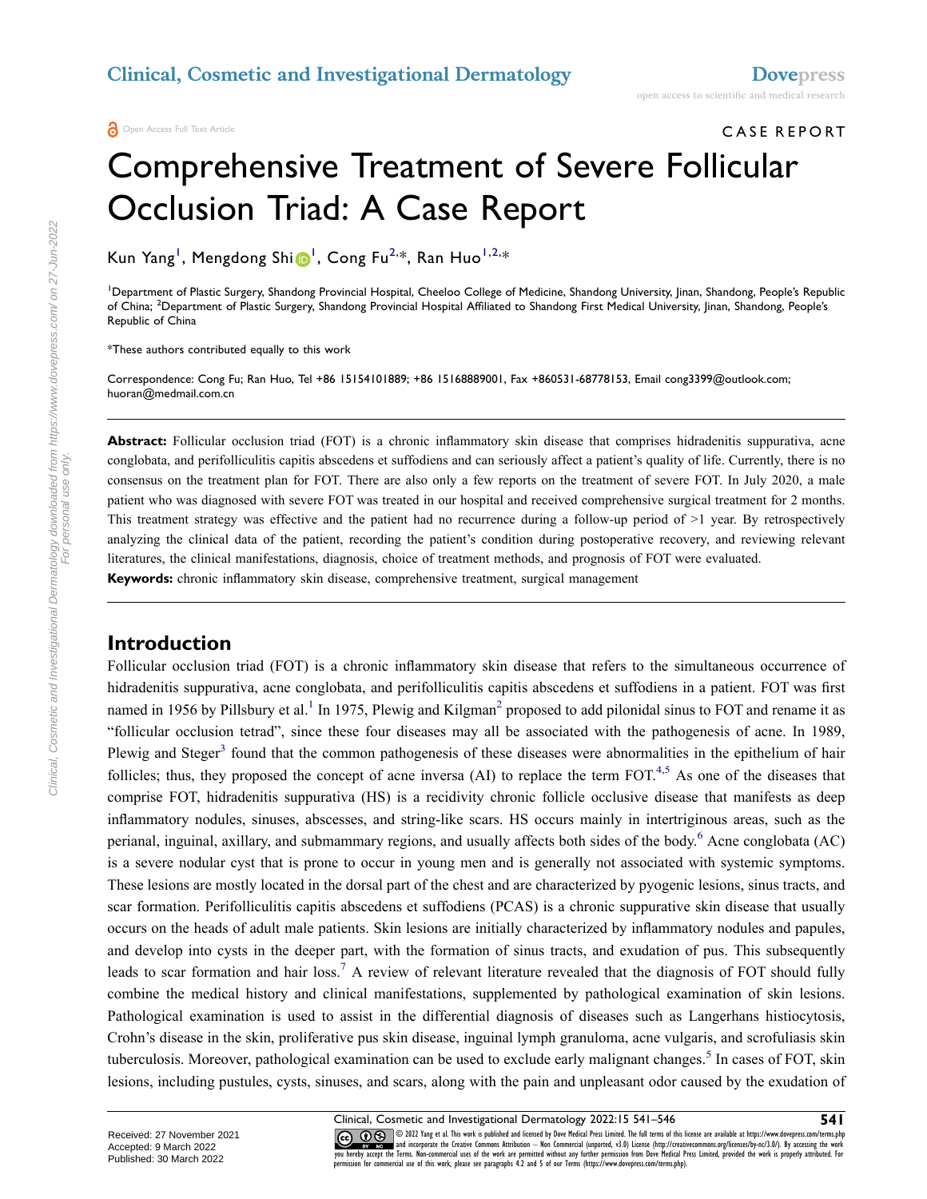Open Access Full Text Article

CASE REPORT

# Comprehensive Treatment of Severe Follicular Occlusion Triad: A Case Report

Kun Yang[1], Mengdong Shi[1], Cong Fu[2,*], Ran Huo[1,2,*]

[1]Department of Plastic Surgery, Shandong Provincial Hospital, Cheeloo College of Medicine, Shandong University, Jinan, Shandong, People's Republic of China; [2]Department of Plastic Surgery, Shandong Provincial Hospital Affiliated to Shandong First Medical University, Jinan, Shandong, People's Republic of China

*These authors contributed equally to this work

Correspondence: Cong Fu; Ran Huo, Tel +86 15154101889; +86 15168889001, Fax +860531-68778153, Email cong3399@outlook.com; huoran@medmail.com.cn

**Abstract:** Follicular occlusion triad (FOT) is a chronic inflammatory skin disease that comprises hidradenitis suppurativa, acne conglobata, and perifolliculitis capitis abscedens et suffodiens and can seriously affect a patient's quality of life. Currently, there is no consensus on the treatment plan for FOT. There are also only a few reports on the treatment of severe FOT. In July 2020, a male patient who was diagnosed with severe FOT was treated in our hospital and received comprehensive surgical treatment for 2 months. This treatment strategy was effective and the patient had no recurrence during a follow-up period of >1 year. By retrospectively analyzing the clinical data of the patient, recording the patient's condition during postoperative recovery, and reviewing relevant literatures, the clinical manifestations, diagnosis, choice of treatment methods, and prognosis of FOT were evaluated.

**Keywords:** chronic inflammatory skin disease, comprehensive treatment, surgical management

## Introduction

Follicular occlusion triad (FOT) is a chronic inflammatory skin disease that refers to the simultaneous occurrence of hidradenitis suppurativa, acne conglobata, and perifolliculitis capitis abscedens et suffodiens in a patient. FOT was first named in 1956 by Pillsbury et al.[1] In 1975, Plewig and Kilgman[2] proposed to add pilonidal sinus to FOT and rename it as "follicular occlusion tetrad", since these four diseases may all be associated with the pathogenesis of acne. In 1989, Plewig and Steger[3] found that the common pathogenesis of these diseases were abnormalities in the epithelium of hair follicles; thus, they proposed the concept of acne inversa (AI) to replace the term FOT.[4,5] As one of the diseases that comprise FOT, hidradenitis suppurativa (HS) is a recidivity chronic follicle occlusive disease that manifests as deep inflammatory nodules, sinuses, abscesses, and string-like scars. HS occurs mainly in intertriginous areas, such as the perianal, inguinal, axillary, and submammary regions, and usually affects both sides of the body.[6] Acne conglobata (AC) is a severe nodular cyst that is prone to occur in young men and is generally not associated with systemic symptoms. These lesions are mostly located in the dorsal part of the chest and are characterized by pyogenic lesions, sinus tracts, and scar formation. Perifolliculitis capitis abscedens et suffodiens (PCAS) is a chronic suppurative skin disease that usually occurs on the heads of adult male patients. Skin lesions are initially characterized by inflammatory nodules and papules, and develop into cysts in the deeper part, with the formation of sinus tracts, and exudation of pus. This subsequently leads to scar formation and hair loss.[7] A review of relevant literature revealed that the diagnosis of FOT should fully combine the medical history and clinical manifestations, supplemented by pathological examination of skin lesions. Pathological examination is used to assist in the differential diagnosis of diseases such as Langerhans histiocytosis, Crohn's disease in the skin, proliferative pus skin disease, inguinal lymph granuloma, acne vulgaris, and scrofuliasis skin tuberculosis. Moreover, pathological examination can be used to exclude early malignant changes.[5] In cases of FOT, skin lesions, including pustules, cysts, sinuses, and scars, along with the pain and unpleasant odor caused by the exudation of

Received: 27 November 2021
Accepted: 9 March 2022
Published: 30 March 2022

© 2022 Yang et al. This work is published and licensed by Dove Medical Press Limited. The full terms of this license are available at https://www.dovepress.com/terms.php and incorporate the Creative Commons Attribution – Non Commercial (unported, v3.0) License (http://creativecommons.org/licenses/by-nc/3.0/). By accessing the work you hereby accept the Terms. Non-commercial uses of the work are permitted without any further permission from Dove Medical Press Limited, provided the work is properly attributed. For permission for commercial use of this work, please see paragraphs 4.2 and 5 of our Terms (https://www.dovepress.com/terms.php).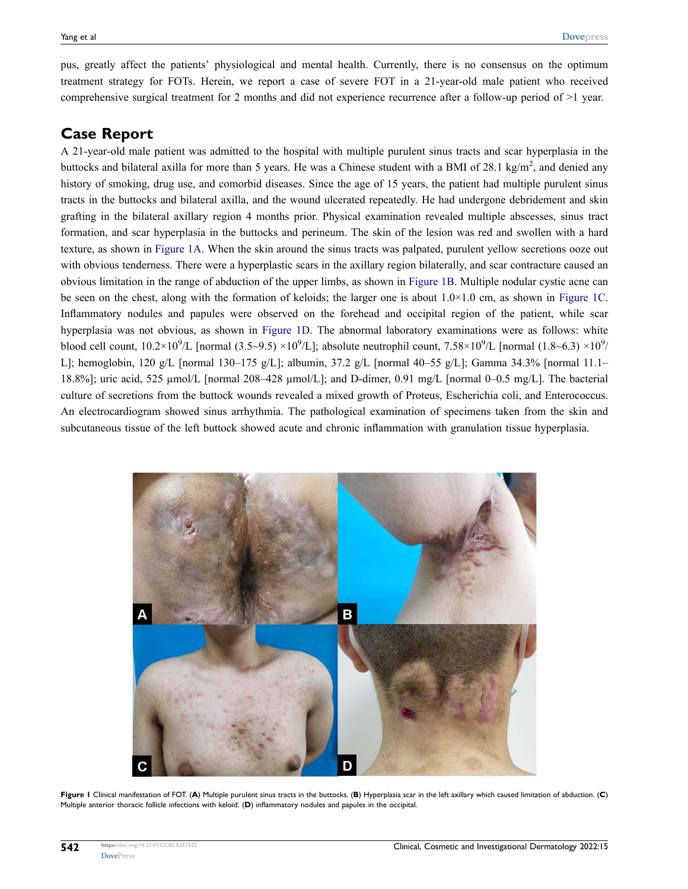pus, greatly affect the patients' physiological and mental health. Currently, there is no consensus on the optimum treatment strategy for FOTs. Herein, we report a case of severe FOT in a 21-year-old male patient who received comprehensive surgical treatment for 2 months and did not experience recurrence after a follow-up period of >1 year.

## Case Report

A 21-year-old male patient was admitted to the hospital with multiple purulent sinus tracts and scar hyperplasia in the buttocks and bilateral axilla for more than 5 years. He was a Chinese student with a BMI of 28.1 kg/m$^2$, and denied any history of smoking, drug use, and comorbid diseases. Since the age of 15 years, the patient had multiple purulent sinus tracts in the buttocks and bilateral axilla, and the wound ulcerated repeatedly. He had undergone debridement and skin grafting in the bilateral axillary region 4 months prior. Physical examination revealed multiple abscesses, sinus tract formation, and scar hyperplasia in the buttocks and perineum. The skin of the lesion was red and swollen with a hard texture, as shown in Figure 1A. When the skin around the sinus tracts was palpated, purulent yellow secretions ooze out with obvious tenderness. There were a hyperplastic scars in the axillary region bilaterally, and scar contracture caused an obvious limitation in the range of abduction of the upper limbs, as shown in Figure 1B. Multiple nodular cystic acne can be seen on the chest, along with the formation of keloids; the larger one is about 1.0×1.0 cm, as shown in Figure 1C. Inflammatory nodules and papules were observed on the forehead and occipital region of the patient, while scar hyperplasia was not obvious, as shown in Figure 1D. The abnormal laboratory examinations were as follows: white blood cell count, 10.2×10$^9$/L [normal (3.5~9.5) ×10$^9$/L]; absolute neutrophil count, 7.58×10$^9$/L [normal (1.8~6.3) ×10$^9$/L]; hemoglobin, 120 g/L [normal 130–175 g/L]; albumin, 37.2 g/L [normal 40–55 g/L]; Gamma 34.3% [normal 11.1–18.8%]; uric acid, 525 μmol/L [normal 208–428 μmol/L]; and D-dimer, 0.91 mg/L [normal 0–0.5 mg/L]. The bacterial culture of secretions from the buttock wounds revealed a mixed growth of Proteus, Escherichia coli, and Enterococcus. An electrocardiogram showed sinus arrhythmia. The pathological examination of specimens taken from the skin and subcutaneous tissue of the left buttock showed acute and chronic inflammation with granulation tissue hyperplasia.

**Figure 1** Clinical manifestation of FOT. (**A**) Multiple purulent sinus tracts in the buttocks. (**B**) Hyperplasia scar in the left axillary which caused limitation of abduction. (**C**) Multiple anterior thoracic follicle infections with keloid. (**D**) inflammatory nodules and papules in the occipital.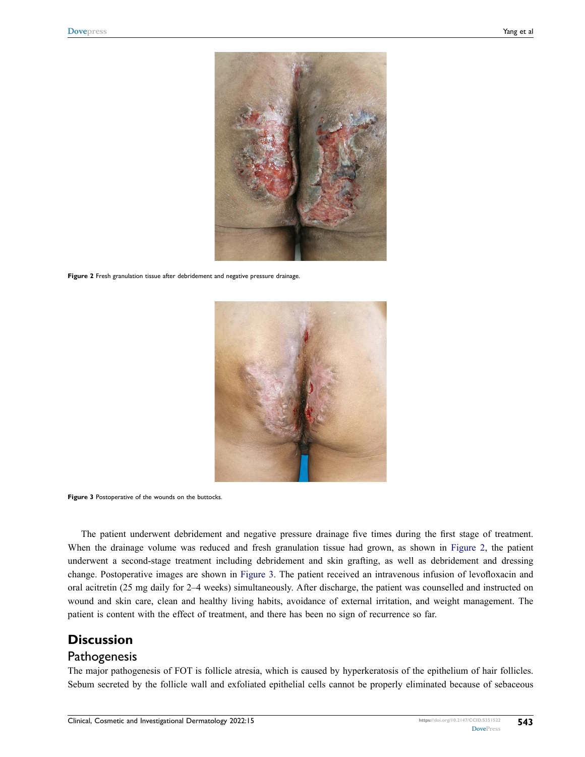Figure 2 Fresh granulation tissue after debridement and negative pressure drainage.

Figure 3 Postoperative of the wounds on the buttocks.

The patient underwent debridement and negative pressure drainage five times during the first stage of treatment. When the drainage volume was reduced and fresh granulation tissue had grown, as shown in Figure 2, the patient underwent a second-stage treatment including debridement and skin grafting, as well as debridement and dressing change. Postoperative images are shown in Figure 3. The patient received an intravenous infusion of levofloxacin and oral acitretin (25 mg daily for 2–4 weeks) simultaneously. After discharge, the patient was counselled and instructed on wound and skin care, clean and healthy living habits, avoidance of external irritation, and weight management. The patient is content with the effect of treatment, and there has been no sign of recurrence so far.

## Discussion

### Pathogenesis

The major pathogenesis of FOT is follicle atresia, which is caused by hyperkeratosis of the epithelium of hair follicles. Sebum secreted by the follicle wall and exfoliated epithelial cells cannot be properly eliminated because of sebaceous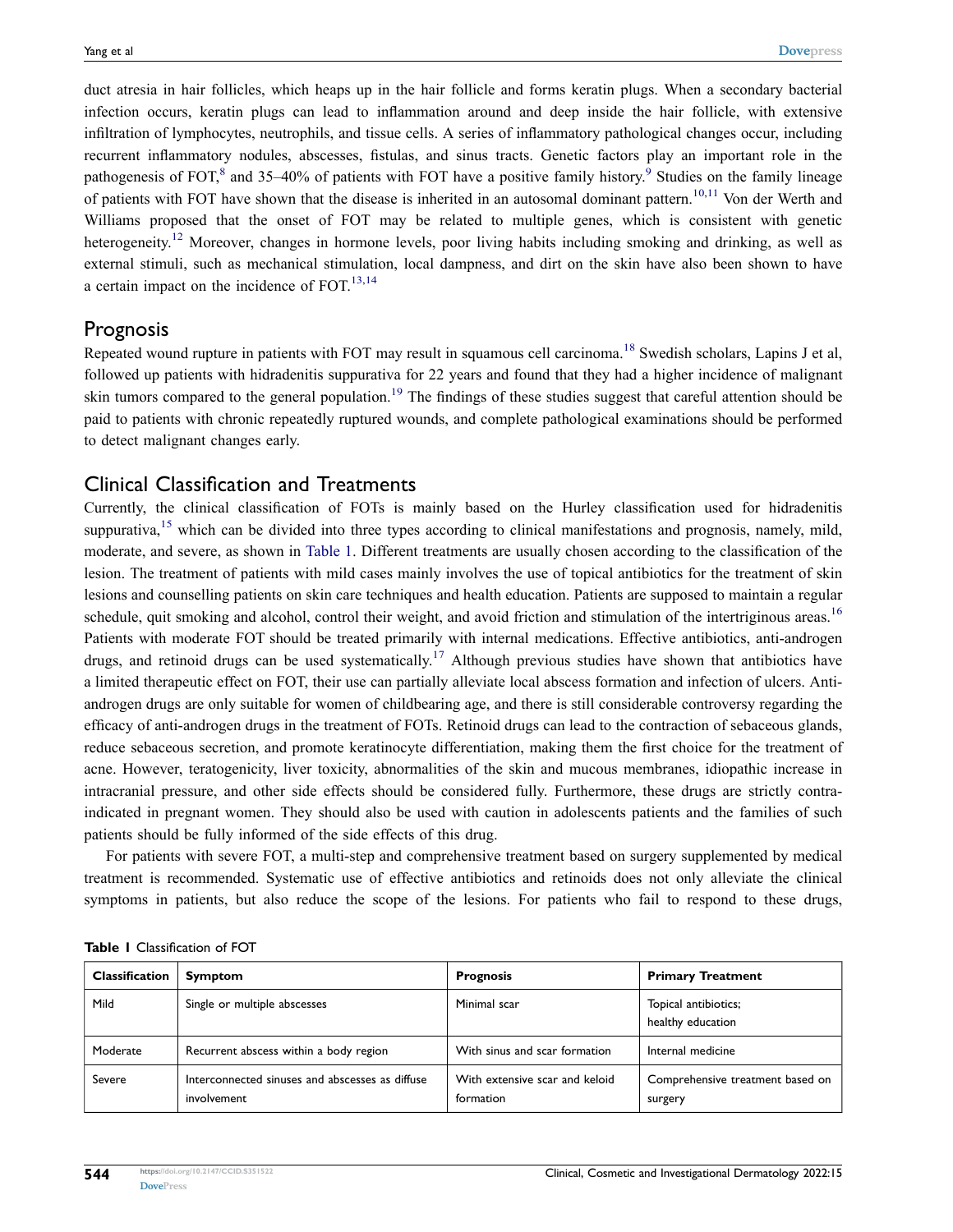duct atresia in hair follicles, which heaps up in the hair follicle and forms keratin plugs. When a secondary bacterial infection occurs, keratin plugs can lead to inflammation around and deep inside the hair follicle, with extensive infiltration of lymphocytes, neutrophils, and tissue cells. A series of inflammatory pathological changes occur, including recurrent inflammatory nodules, abscesses, fistulas, and sinus tracts. Genetic factors play an important role in the pathogenesis of FOT,[8] and 35–40% of patients with FOT have a positive family history.[9] Studies on the family lineage of patients with FOT have shown that the disease is inherited in an autosomal dominant pattern.[10,11] Von der Werth and Williams proposed that the onset of FOT may be related to multiple genes, which is consistent with genetic heterogeneity.[12] Moreover, changes in hormone levels, poor living habits including smoking and drinking, as well as external stimuli, such as mechanical stimulation, local dampness, and dirt on the skin have also been shown to have a certain impact on the incidence of FOT.[13,14]

## Prognosis

Repeated wound rupture in patients with FOT may result in squamous cell carcinoma.[18] Swedish scholars, Lapins J et al, followed up patients with hidradenitis suppurativa for 22 years and found that they had a higher incidence of malignant skin tumors compared to the general population.[19] The findings of these studies suggest that careful attention should be paid to patients with chronic repeatedly ruptured wounds, and complete pathological examinations should be performed to detect malignant changes early.

## Clinical Classification and Treatments

Currently, the clinical classification of FOTs is mainly based on the Hurley classification used for hidradenitis suppurativa,[15] which can be divided into three types according to clinical manifestations and prognosis, namely, mild, moderate, and severe, as shown in Table 1. Different treatments are usually chosen according to the classification of the lesion. The treatment of patients with mild cases mainly involves the use of topical antibiotics for the treatment of skin lesions and counselling patients on skin care techniques and health education. Patients are supposed to maintain a regular schedule, quit smoking and alcohol, control their weight, and avoid friction and stimulation of the intertriginous areas.[16] Patients with moderate FOT should be treated primarily with internal medications. Effective antibiotics, anti-androgen drugs, and retinoid drugs can be used systematically.[17] Although previous studies have shown that antibiotics have a limited therapeutic effect on FOT, their use can partially alleviate local abscess formation and infection of ulcers. Anti-androgen drugs are only suitable for women of childbearing age, and there is still considerable controversy regarding the efficacy of anti-androgen drugs in the treatment of FOTs. Retinoid drugs can lead to the contraction of sebaceous glands, reduce sebaceous secretion, and promote keratinocyte differentiation, making them the first choice for the treatment of acne. However, teratogenicity, liver toxicity, abnormalities of the skin and mucous membranes, idiopathic increase in intracranial pressure, and other side effects should be considered fully. Furthermore, these drugs are strictly contra-indicated in pregnant women. They should also be used with caution in adolescents patients and the families of such patients should be fully informed of the side effects of this drug.

For patients with severe FOT, a multi-step and comprehensive treatment based on surgery supplemented by medical treatment is recommended. Systematic use of effective antibiotics and retinoids does not only alleviate the clinical symptoms in patients, but also reduce the scope of the lesions. For patients who fail to respond to these drugs,

**Table 1** Classification of FOT

| Classification | Symptom | Prognosis | Primary Treatment |
|---|---|---|---|
| Mild | Single or multiple abscesses | Minimal scar | Topical antibiotics; healthy education |
| Moderate | Recurrent abscess within a body region | With sinus and scar formation | Internal medicine |
| Severe | Interconnected sinuses and abscesses as diffuse involvement | With extensive scar and keloid formation | Comprehensive treatment based on surgery |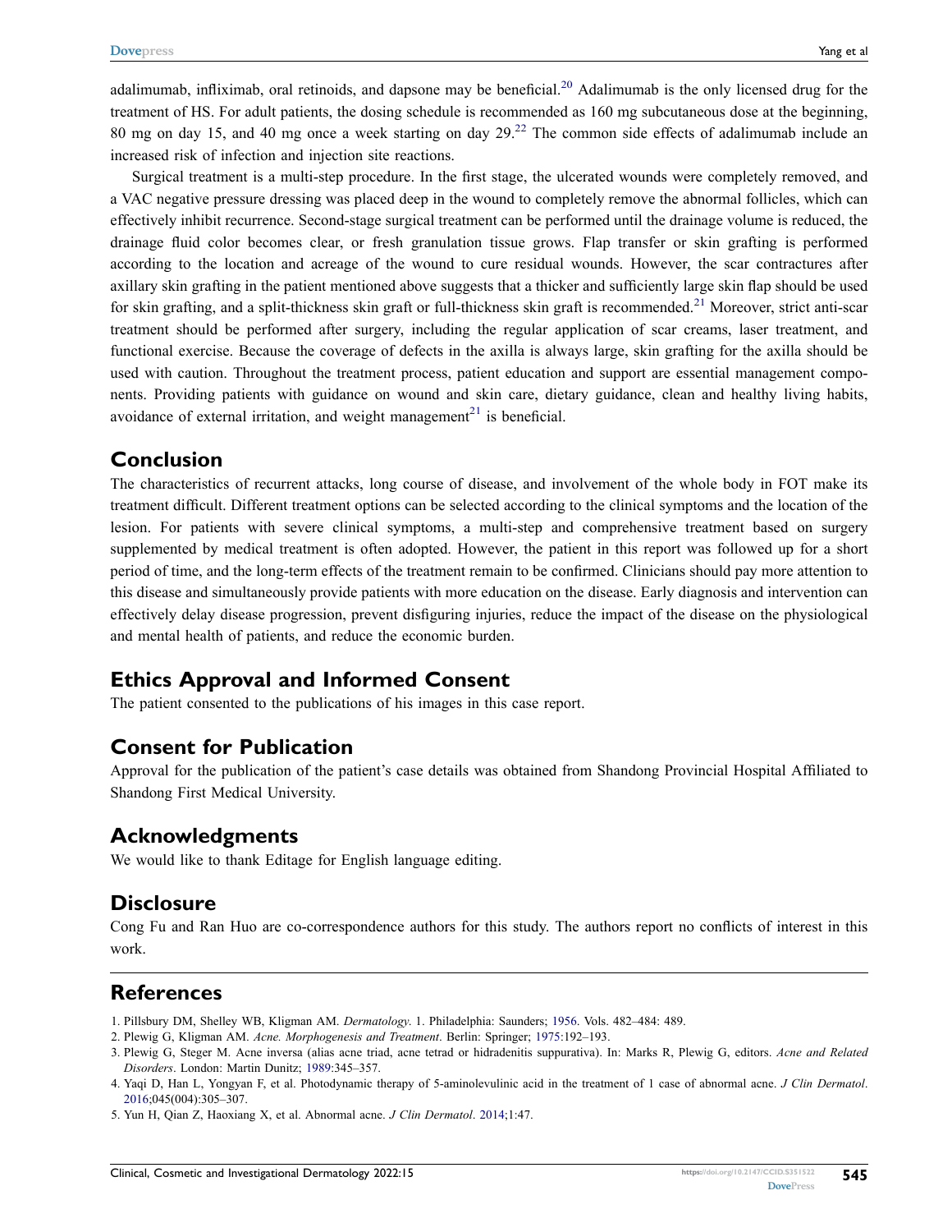adalimumab, infliximab, oral retinoids, and dapsone may be beneficial.[20] Adalimumab is the only licensed drug for the treatment of HS. For adult patients, the dosing schedule is recommended as 160 mg subcutaneous dose at the beginning, 80 mg on day 15, and 40 mg once a week starting on day 29.[22] The common side effects of adalimumab include an increased risk of infection and injection site reactions.

Surgical treatment is a multi-step procedure. In the first stage, the ulcerated wounds were completely removed, and a VAC negative pressure dressing was placed deep in the wound to completely remove the abnormal follicles, which can effectively inhibit recurrence. Second-stage surgical treatment can be performed until the drainage volume is reduced, the drainage fluid color becomes clear, or fresh granulation tissue grows. Flap transfer or skin grafting is performed according to the location and acreage of the wound to cure residual wounds. However, the scar contractures after axillary skin grafting in the patient mentioned above suggests that a thicker and sufficiently large skin flap should be used for skin grafting, and a split-thickness skin graft or full-thickness skin graft is recommended.[21] Moreover, strict anti-scar treatment should be performed after surgery, including the regular application of scar creams, laser treatment, and functional exercise. Because the coverage of defects in the axilla is always large, skin grafting for the axilla should be used with caution. Throughout the treatment process, patient education and support are essential management components. Providing patients with guidance on wound and skin care, dietary guidance, clean and healthy living habits, avoidance of external irritation, and weight management[21] is beneficial.

## Conclusion

The characteristics of recurrent attacks, long course of disease, and involvement of the whole body in FOT make its treatment difficult. Different treatment options can be selected according to the clinical symptoms and the location of the lesion. For patients with severe clinical symptoms, a multi-step and comprehensive treatment based on surgery supplemented by medical treatment is often adopted. However, the patient in this report was followed up for a short period of time, and the long-term effects of the treatment remain to be confirmed. Clinicians should pay more attention to this disease and simultaneously provide patients with more education on the disease. Early diagnosis and intervention can effectively delay disease progression, prevent disfiguring injuries, reduce the impact of the disease on the physiological and mental health of patients, and reduce the economic burden.

## Ethics Approval and Informed Consent

The patient consented to the publications of his images in this case report.

## Consent for Publication

Approval for the publication of the patient's case details was obtained from Shandong Provincial Hospital Affiliated to Shandong First Medical University.

## Acknowledgments

We would like to thank Editage for English language editing.

## Disclosure

Cong Fu and Ran Huo are co-correspondence authors for this study. The authors report no conflicts of interest in this work.

## References

1. Pillsbury DM, Shelley WB, Kligman AM. *Dermatology*. 1. Philadelphia: Saunders; 1956. Vols. 482–484: 489.
2. Plewig G, Kligman AM. *Acne. Morphogenesis and Treatment*. Berlin: Springer; 1975:192–193.
3. Plewig G, Steger M. Acne inversa (alias acne triad, acne tetrad or hidradenitis suppurativa). In: Marks R, Plewig G, editors. *Acne and Related Disorders*. London: Martin Dunitz; 1989:345–357.
4. Yaqi D, Han L, Yongyan F, et al. Photodynamic therapy of 5-aminolevulinic acid in the treatment of 1 case of abnormal acne. *J Clin Dermatol*. 2016;045(004):305–307.
5. Yun H, Qian Z, Haoxiang X, et al. Abnormal acne. *J Clin Dermatol*. 2014;1:47.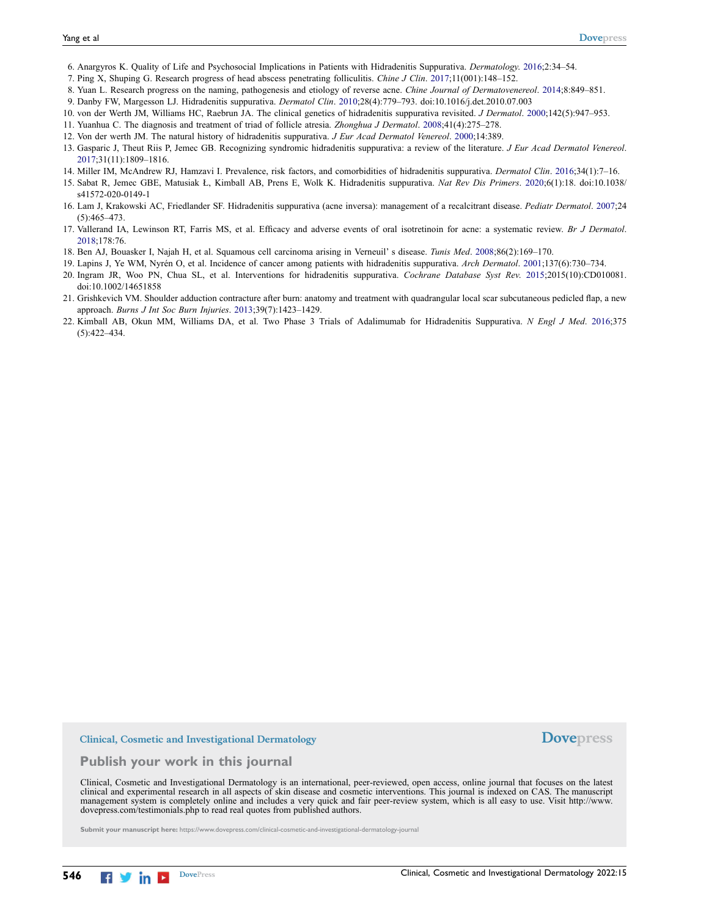6. Anargyros K. Quality of Life and Psychosocial Implications in Patients with Hidradenitis Suppurativa. *Dermatology*. 2016;2:34–54.
7. Ping X, Shuping G. Research progress of head abscess penetrating folliculitis. *Chine J Clin*. 2017;11(001):148–152.
8. Yuan L. Research progress on the naming, pathogenesis and etiology of reverse acne. *Chine Journal of Dermatovenereol*. 2014;8:849–851.
9. Danby FW, Margesson LJ. Hidradenitis suppurativa. *Dermatol Clin*. 2010;28(4):779–793. doi:10.1016/j.det.2010.07.003
10. von der Werth JM, Williams HC, Raebrun JA. The clinical genetics of hidradenitis suppurativa revisited. *J Dermatol*. 2000;142(5):947–953.
11. Yuanhua C. The diagnosis and treatment of triad of follicle atresia. *Zhonghua J Dermatol*. 2008;41(4):275–278.
12. Von der werth JM. The natural history of hidradenitis suppurativa. *J Eur Acad Dermatol Venereol*. 2000;14:389.
13. Gasparic J, Theut Riis P, Jemec GB. Recognizing syndromic hidradenitis suppurativa: a review of the literature. *J Eur Acad Dermatol Venereol*. 2017;31(11):1809–1816.
14. Miller IM, McAndrew RJ, Hamzavi I. Prevalence, risk factors, and comorbidities of hidradenitis suppurativa. *Dermatol Clin*. 2016;34(1):7–16.
15. Sabat R, Jemec GBE, Matusiak Ł, Kimball AB, Prens E, Wolk K. Hidradenitis suppurativa. *Nat Rev Dis Primers*. 2020;6(1):18. doi:10.1038/s41572-020-0149-1
16. Lam J, Krakowski AC, Friedlander SF. Hidradenitis suppurativa (acne inversa): management of a recalcitrant disease. *Pediatr Dermatol*. 2007;24(5):465–473.
17. Vallerand IA, Lewinson RT, Farris MS, et al. Efficacy and adverse events of oral isotretinoin for acne: a systematic review. *Br J Dermatol*. 2018;178:76.
18. Ben AJ, Bouasker I, Najah H, et al. Squamous cell carcinoma arising in Verneuil' s disease. *Tunis Med*. 2008;86(2):169–170.
19. Lapins J, Ye WM, Nyrén O, et al. Incidence of cancer among patients with hidradenitis suppurativa. *Arch Dermatol*. 2001;137(6):730–734.
20. Ingram JR, Woo PN, Chua SL, et al. Interventions for hidradenitis suppurativa. *Cochrane Database Syst Rev*. 2015;2015(10):CD010081. doi:10.1002/14651858
21. Grishkevich VM. Shoulder adduction contracture after burn: anatomy and treatment with quadrangular local scar subcutaneous pedicled flap, a new approach. *Burns J Int Soc Burn Injuries*. 2013;39(7):1423–1429.
22. Kimball AB, Okun MM, Williams DA, et al. Two Phase 3 Trials of Adalimumab for Hidradenitis Suppurativa. *N Engl J Med*. 2016;375(5):422–434.

**Clinical, Cosmetic and Investigational Dermatology** **Dovepress**

**Publish your work in this journal**

Clinical, Cosmetic and Investigational Dermatology is an international, peer-reviewed, open access, online journal that focuses on the latest clinical and experimental research in all aspects of skin disease and cosmetic interventions. This journal is indexed on CAS. The manuscript management system is completely online and includes a very quick and fair peer-review system, which is all easy to use. Visit http://www.dovepress.com/testimonials.php to read real quotes from published authors.

**Submit your manuscript here:** https://www.dovepress.com/clinical-cosmetic-and-investigational-dermatology-journal